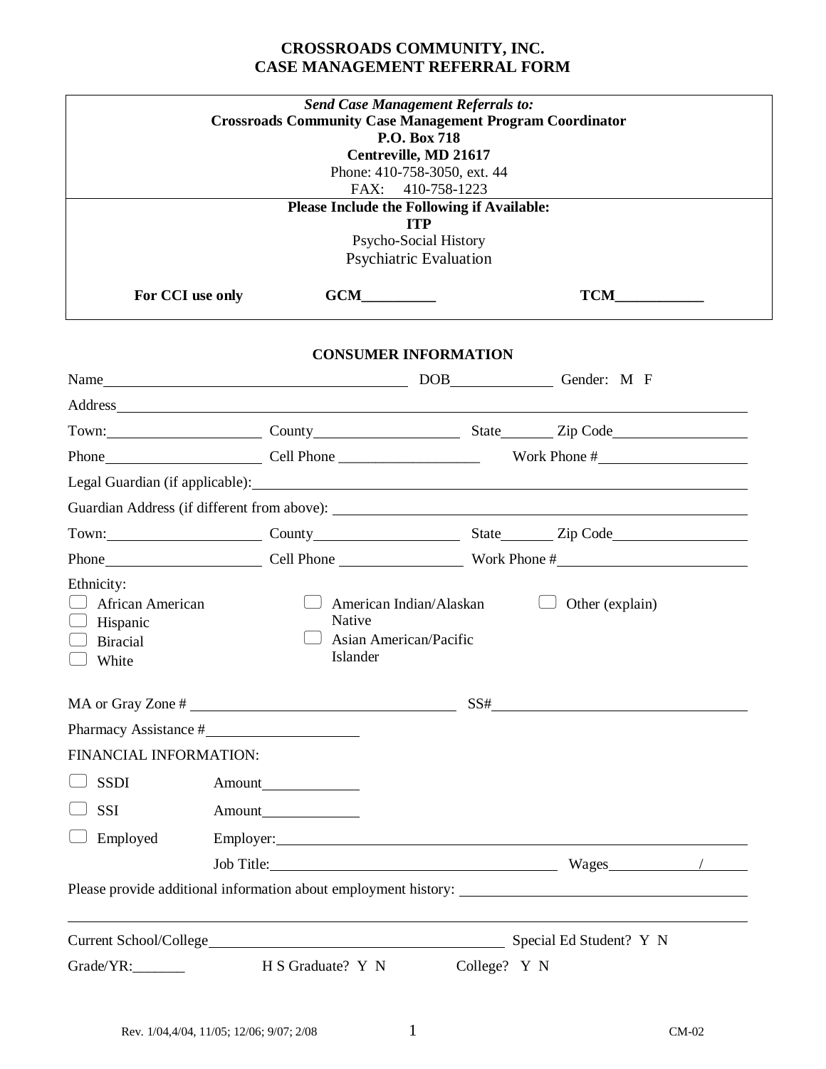# CROSSROADS COMMUNITY, INC.
# CASE MANAGEMENT REFERRAL FORM

| ***Send Case Management Referrals to:*** |
|---|
| **Crossroads Community Case Management Program Coordinator** |
| **P.O. Box 718** |
| **Centreville, MD 21617** |
| Phone: 410-758-3050, ext. 44 |
| FAX: 410-758-1223 |
| **Please Include the Following if Available:** |
| **ITP** |
| Psycho-Social History |
| Psychiatric Evaluation |
| **For CCI use only** **GCM__________** **TCM____________** |

## CONSUMER INFORMATION

Name______________________________ DOB______________ Gender: M F

Address______________________________________________________________

Town:____________________ County____________________ State_______ Zip Code__________________

Phone____________________ Cell Phone ___________________ Work Phone #____________________

Legal Guardian (if applicable):______________________________________________

Guardian Address (if different from above): ______________________________________

Town:____________________ County____________________ State_______ Zip Code__________________

Phone____________________ Cell Phone ________________ Work Phone #________________________

Ethnicity:

- ☐ African American
- ☐ Hispanic
- ☐ Biracial
- ☐ White
- ☐ American Indian/Alaskan Native
- ☐ Asian American/Pacific Islander
- ☐ Other (explain)

MA or Gray Zone # __________________________________ SS#__________________________________

Pharmacy Assistance #____________________

FINANCIAL INFORMATION:

☐ SSDI Amount_____________

☐ SSI Amount_____________

☐ Employed Employer:__________________________________________________________

Job Title:______________________________________ Wages___________/______

Please provide additional information about employment history: ______________________________________

______________________________________________________________________________

Current School/College______________________________________ Special Ed Student? Y N

Grade/YR:_______ H S Graduate? Y N College? Y N

Rev. 1/04,4/04, 11/05; 12/06; 9/07; 2/08 CM-02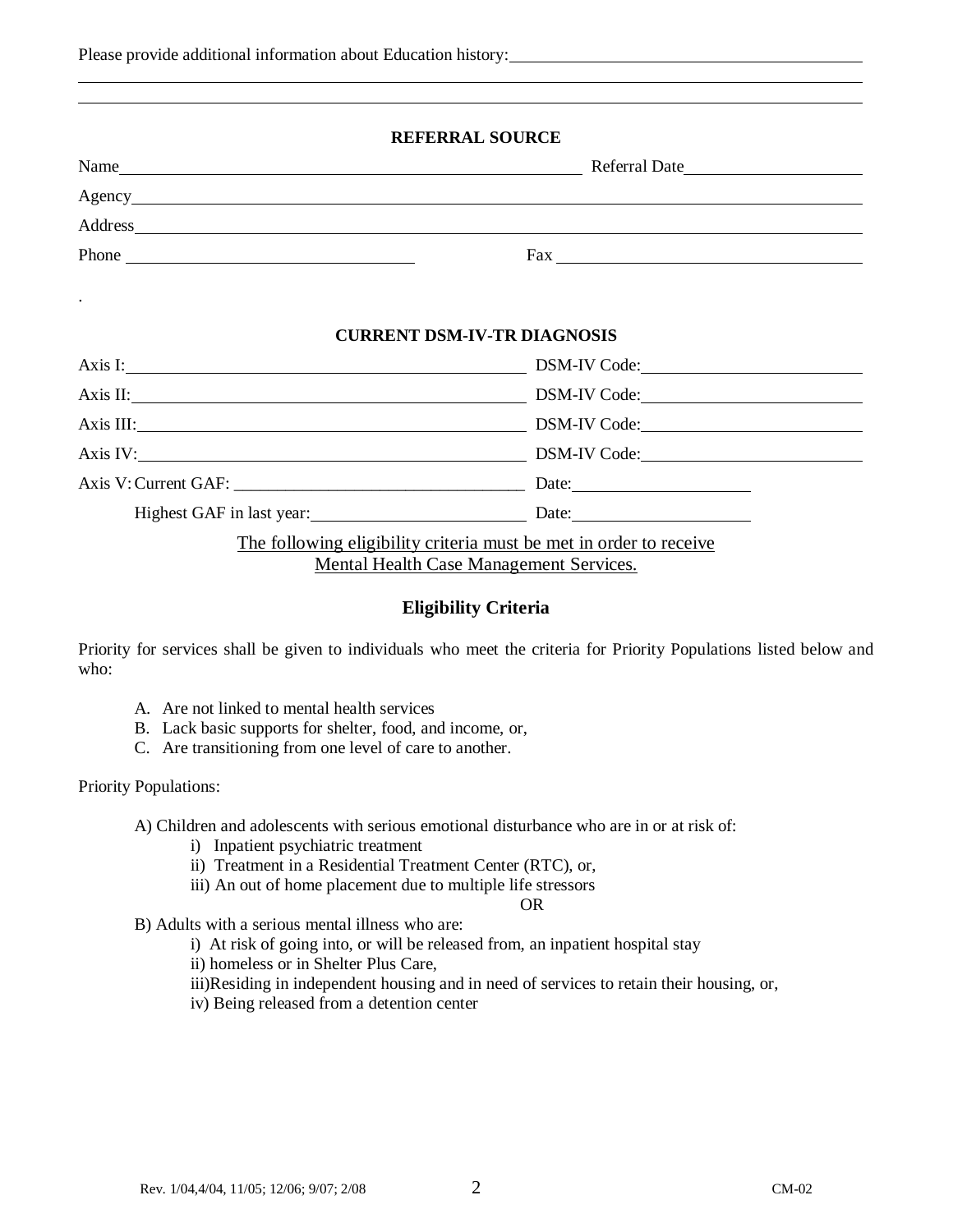Please provide additional information about Education history: ______________________________________

______________________________________________________________________________

______________________________________________________________________________

## REFERRAL SOURCE

Name ______________________________________________ Referral Date ____________________

Agency ______________________________________________________________________________

Address _____________________________________________________________________________

Phone ______________________________ Fax ______________________________

.

## CURRENT DSM-IV-TR DIAGNOSIS

Axis I: ______________________________________ DSM-IV Code: ______________________

Axis II: ______________________________________ DSM-IV Code: ______________________

Axis III: _____________________________________ DSM-IV Code: ______________________

Axis IV: _____________________________________ DSM-IV Code: ______________________

Axis V: Current GAF: ______________________________ Date: ____________________

Highest GAF in last year: ________________________ Date: ____________________

The following eligibility criteria must be met in order to receive Mental Health Case Management Services.

## Eligibility Criteria

Priority for services shall be given to individuals who meet the criteria for Priority Populations listed below and who:

A. Are not linked to mental health services
B. Lack basic supports for shelter, food, and income, or,
C. Are transitioning from one level of care to another.

Priority Populations:

A) Children and adolescents with serious emotional disturbance who are in or at risk of:
- i) Inpatient psychiatric treatment
- ii) Treatment in a Residential Treatment Center (RTC), or,
- iii) An out of home placement due to multiple life stressors

OR

B) Adults with a serious mental illness who are:
- i) At risk of going into, or will be released from, an inpatient hospital stay
- ii) homeless or in Shelter Plus Care,
- iii)Residing in independent housing and in need of services to retain their housing, or,
- iv) Being released from a detention center

Rev. 1/04,4/04, 11/05; 12/06; 9/07; 2/08 CM-02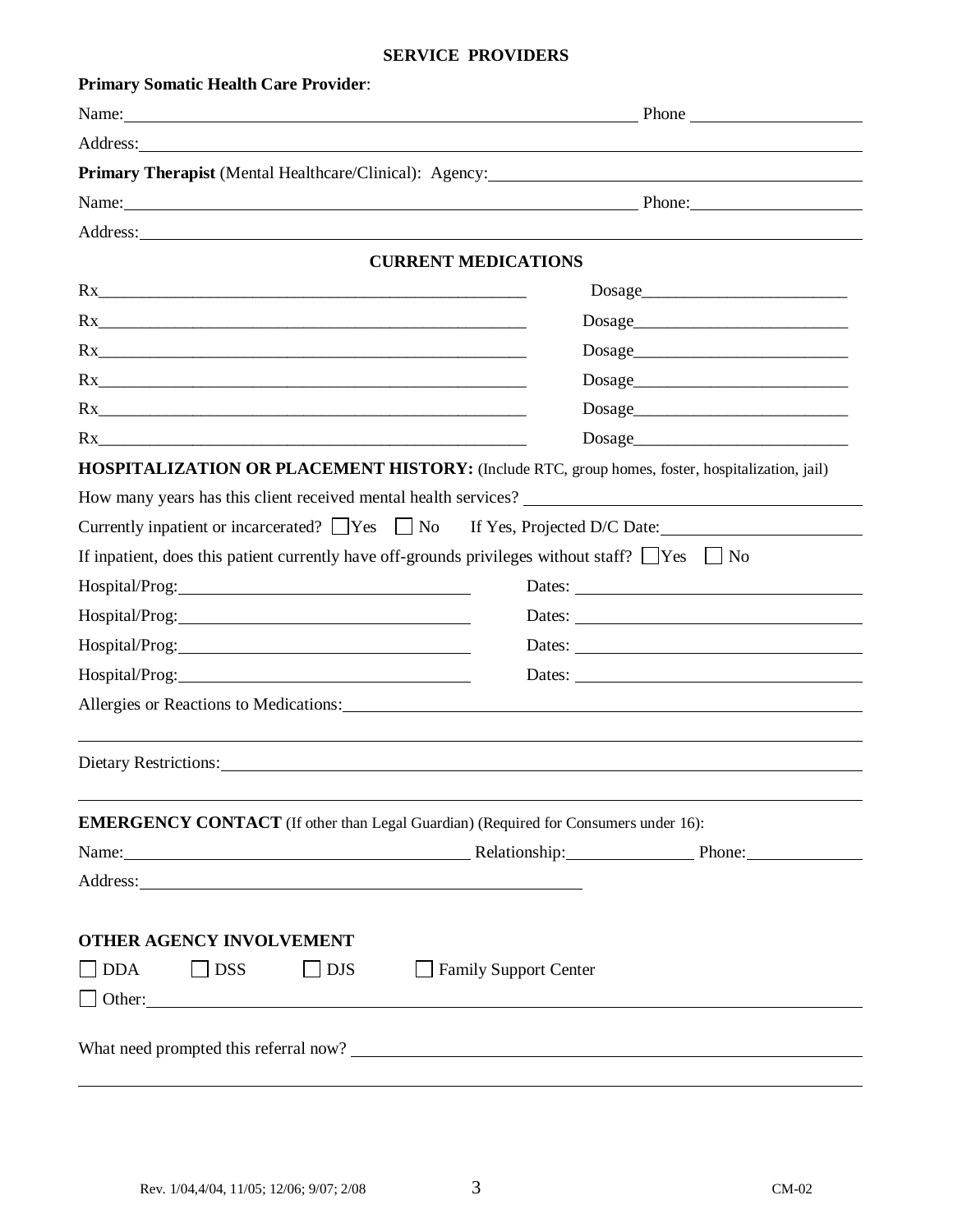## SERVICE PROVIDERS

**Primary Somatic Health Care Provider**:

Name: ______________________________ Phone ______________

Address: ______________________________

**Primary Therapist** (Mental Healthcare/Clinical): Agency: ______________________________

Name: ______________________________ Phone: ______________

Address: ______________________________

## CURRENT MEDICATIONS

Rx______________________________ Dosage______________

Rx______________________________ Dosage______________

Rx______________________________ Dosage______________

Rx______________________________ Dosage______________

Rx______________________________ Dosage______________

Rx______________________________ Dosage______________

**HOSPITALIZATION OR PLACEMENT HISTORY:** (Include RTC, group homes, foster, hospitalization, jail)

How many years has this client received mental health services? ______________________________

Currently inpatient or incarcerated? ☐ Yes ☐ No If Yes, Projected D/C Date: ______________

If inpatient, does this patient currently have off-grounds privileges without staff? ☐ Yes ☐ No

Hospital/Prog: ______________________________ Dates: ______________________________

Hospital/Prog: ______________________________ Dates: ______________________________

Hospital/Prog: ______________________________ Dates: ______________________________

Hospital/Prog: ______________________________ Dates: ______________________________

Allergies or Reactions to Medications: ______________________________

Dietary Restrictions: ______________________________

**EMERGENCY CONTACT** (If other than Legal Guardian) (Required for Consumers under 16):

Name: ______________________________ Relationship: ______________ Phone: ______________

Address: ______________________________

**OTHER AGENCY INVOLVEMENT**

☐ DDA ☐ DSS ☐ DJS ☐ Family Support Center

☐ Other: ______________________________

What need prompted this referral now? ______________________________

Rev. 1/04,4/04, 11/05; 12/06; 9/07; 2/08 CM-02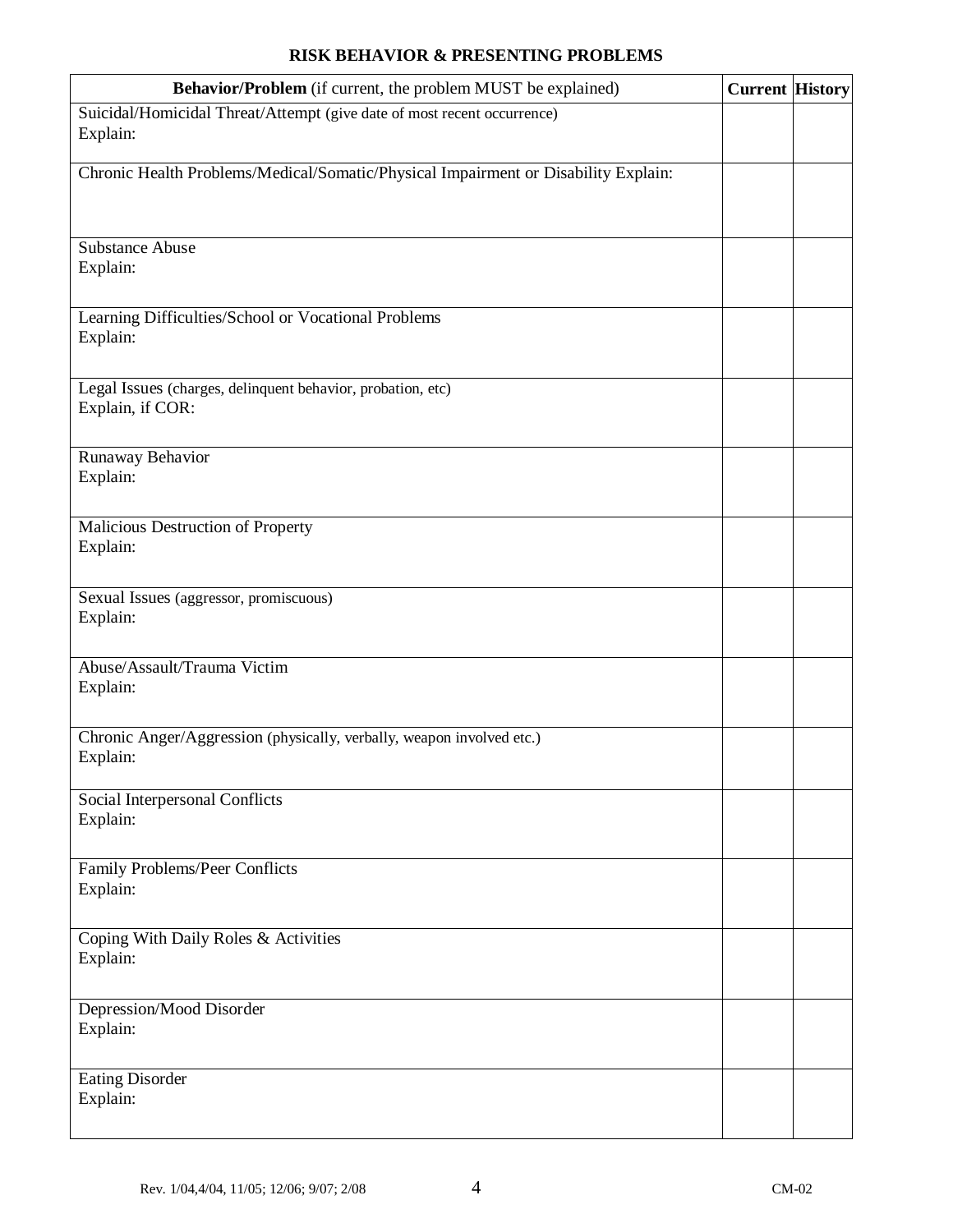## RISK BEHAVIOR & PRESENTING PROBLEMS

| **Behavior/Problem** (if current, the problem MUST be explained) | **Current** | **History** |
|---|---|---|
| Suicidal/Homicidal Threat/Attempt (give date of most recent occurrence)<br>Explain: | | |
| Chronic Health Problems/Medical/Somatic/Physical Impairment or Disability Explain: | | |
| Substance Abuse<br>Explain: | | |
| Learning Difficulties/School or Vocational Problems<br>Explain: | | |
| Legal Issues (charges, delinquent behavior, probation, etc)<br>Explain, if COR: | | |
| Runaway Behavior<br>Explain: | | |
| Malicious Destruction of Property<br>Explain: | | |
| Sexual Issues (aggressor, promiscuous)<br>Explain: | | |
| Abuse/Assault/Trauma Victim<br>Explain: | | |
| Chronic Anger/Aggression (physically, verbally, weapon involved etc.)<br>Explain: | | |
| Social Interpersonal Conflicts<br>Explain: | | |
| Family Problems/Peer Conflicts<br>Explain: | | |
| Coping With Daily Roles & Activities<br>Explain: | | |
| Depression/Mood Disorder<br>Explain: | | |
| Eating Disorder<br>Explain: | | |

Rev. 1/04,4/04, 11/05; 12/06; 9/07; 2/08 CM-02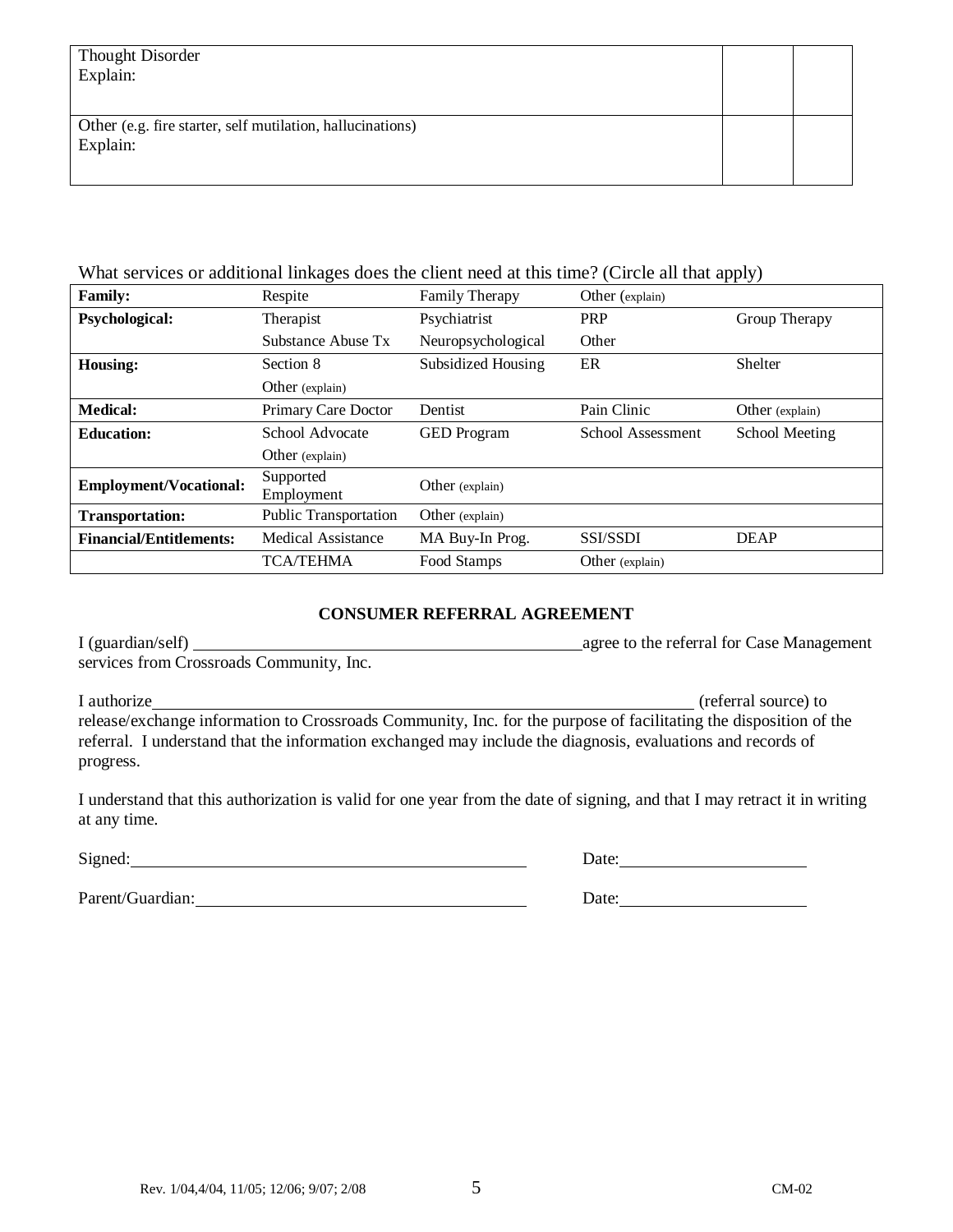| | | |
|---|---|---|
| Thought Disorder<br>Explain: | | |
| Other (e.g. fire starter, self mutilation, hallucinations)<br>Explain: | | |

What services or additional linkages does the client need at this time? (Circle all that apply)

| | | | | |
|---|---|---|---|---|
| **Family:** | Respite | Family Therapy | Other (explain) | |
| **Psychological:** | Therapist | Psychiatrist | PRP | Group Therapy |
| | Substance Abuse Tx | Neuropsychological | Other | |
| **Housing:** | Section 8 | Subsidized Housing | ER | Shelter |
| | Other (explain) | | | |
| **Medical:** | Primary Care Doctor | Dentist | Pain Clinic | Other (explain) |
| **Education:** | School Advocate | GED Program | School Assessment | School Meeting |
| | Other (explain) | | | |
| **Employment/Vocational:** | Supported Employment | Other (explain) | | |
| **Transportation:** | Public Transportation | Other (explain) | | |
| **Financial/Entitlements:** | Medical Assistance | MA Buy-In Prog. | SSI/SSDI | DEAP |
| | TCA/TEHMA | Food Stamps | Other (explain) | |

**CONSUMER REFERRAL AGREEMENT**

I (guardian/self) ______________________________agree to the referral for Case Management services from Crossroads Community, Inc.

I authorize ____________________________________________ (referral source) to release/exchange information to Crossroads Community, Inc. for the purpose of facilitating the disposition of the referral. I understand that the information exchanged may include the diagnosis, evaluations and records of progress.

I understand that this authorization is valid for one year from the date of signing, and that I may retract it in writing at any time.

Signed:______________________________ Date:______________

Parent/Guardian:_________________________ Date:______________

Rev. 1/04,4/04, 11/05; 12/06; 9/07; 2/08 CM-02